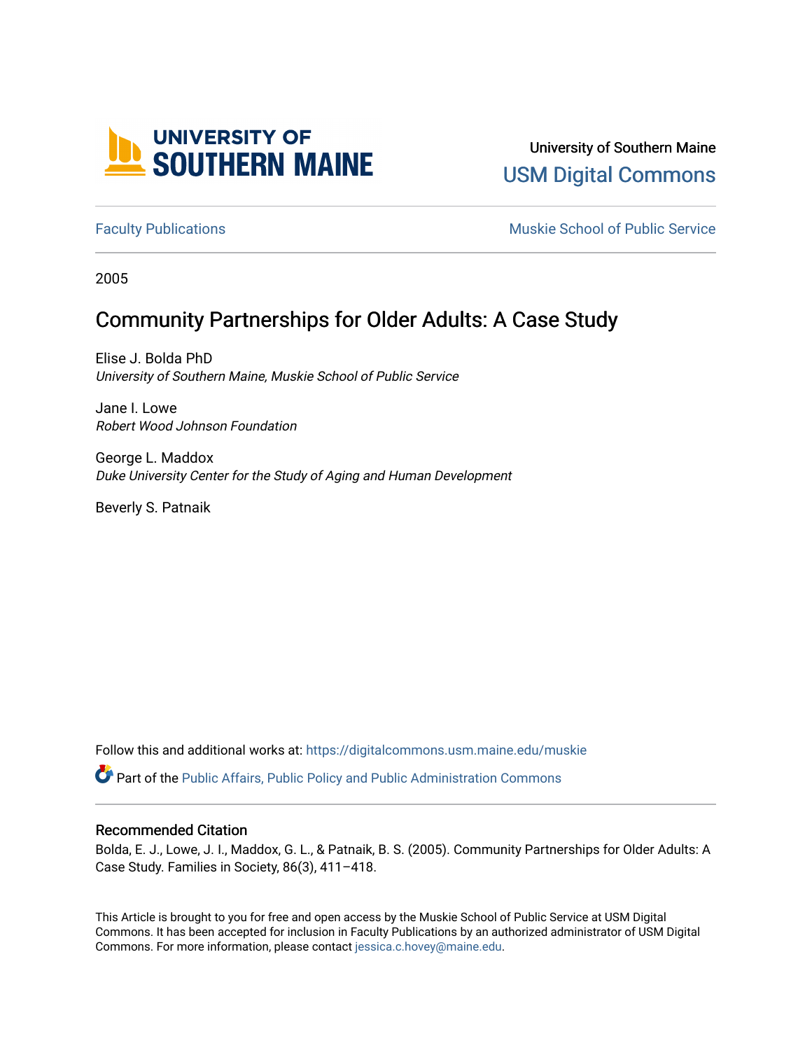University of Southern Maine

USM Digital Commons

Faculty Publications

Muskie School of Public Service

2005

# Community Partnerships for Older Adults: A Case Study

Elise J. Bolda PhD
*University of Southern Maine, Muskie School of Public Service*

Jane I. Lowe
*Robert Wood Johnson Foundation*

George L. Maddox
*Duke University Center for the Study of Aging and Human Development*

Beverly S. Patnaik

Follow this and additional works at: https://digitalcommons.usm.maine.edu/muskie

Part of the Public Affairs, Public Policy and Public Administration Commons

### Recommended Citation

Bolda, E. J., Lowe, J. I., Maddox, G. L., & Patnaik, B. S. (2005). Community Partnerships for Older Adults: A Case Study. Families in Society, 86(3), 411–418.

This Article is brought to you for free and open access by the Muskie School of Public Service at USM Digital Commons. It has been accepted for inclusion in Faculty Publications by an authorized administrator of USM Digital Commons. For more information, please contact jessica.c.hovey@maine.edu.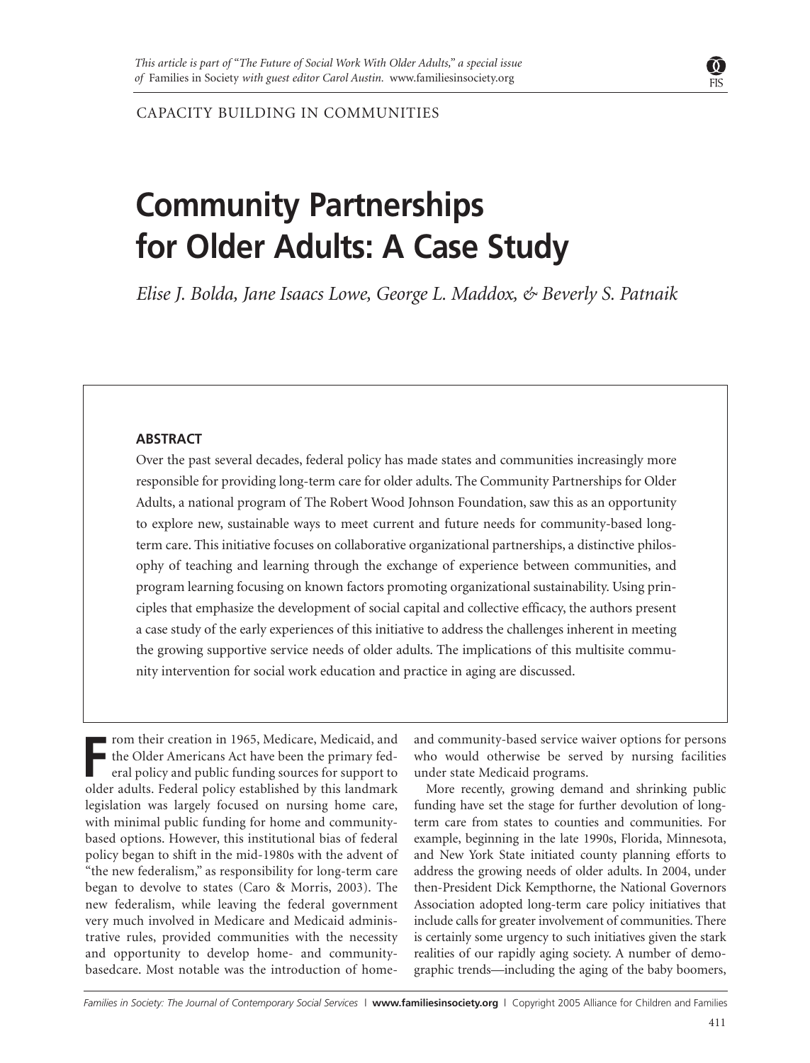*This article is part of "The Future of Social Work With Older Adults," a special issue of* Families in Society *with guest editor Carol Austin.* www.familiesinsociety.org

CAPACITY BUILDING IN COMMUNITIES

# Community Partnerships for Older Adults: A Case Study

*Elise J. Bolda, Jane Isaacs Lowe, George L. Maddox, & Beverly S. Patnaik*

## ABSTRACT

Over the past several decades, federal policy has made states and communities increasingly more responsible for providing long-term care for older adults. The Community Partnerships for Older Adults, a national program of The Robert Wood Johnson Foundation, saw this as an opportunity to explore new, sustainable ways to meet current and future needs for community-based long-term care. This initiative focuses on collaborative organizational partnerships, a distinctive philosophy of teaching and learning through the exchange of experience between communities, and program learning focusing on known factors promoting organizational sustainability. Using principles that emphasize the development of social capital and collective efficacy, the authors present a case study of the early experiences of this initiative to address the challenges inherent in meeting the growing supportive service needs of older adults. The implications of this multisite community intervention for social work education and practice in aging are discussed.

From their creation in 1965, Medicare, Medicaid, and the Older Americans Act have been the primary federal policy and public funding sources for support to older adults. Federal policy established by this landmark legislation was largely focused on nursing home care, with minimal public funding for home and community-based options. However, this institutional bias of federal policy began to shift in the mid-1980s with the advent of "the new federalism," as responsibility for long-term care began to devolve to states (Caro & Morris, 2003). The new federalism, while leaving the federal government very much involved in Medicare and Medicaid administrative rules, provided communities with the necessity and opportunity to develop home- and community-basedcare. Most notable was the introduction of home- and community-based service waiver options for persons who would otherwise be served by nursing facilities under state Medicaid programs.

More recently, growing demand and shrinking public funding have set the stage for further devolution of long-term care from states to counties and communities. For example, beginning in the late 1990s, Florida, Minnesota, and New York State initiated county planning efforts to address the growing needs of older adults. In 2004, under then-President Dick Kempthorne, the National Governors Association adopted long-term care policy initiatives that include calls for greater involvement of communities. There is certainly some urgency to such initiatives given the stark realities of our rapidly aging society. A number of demographic trends—including the aging of the baby boomers,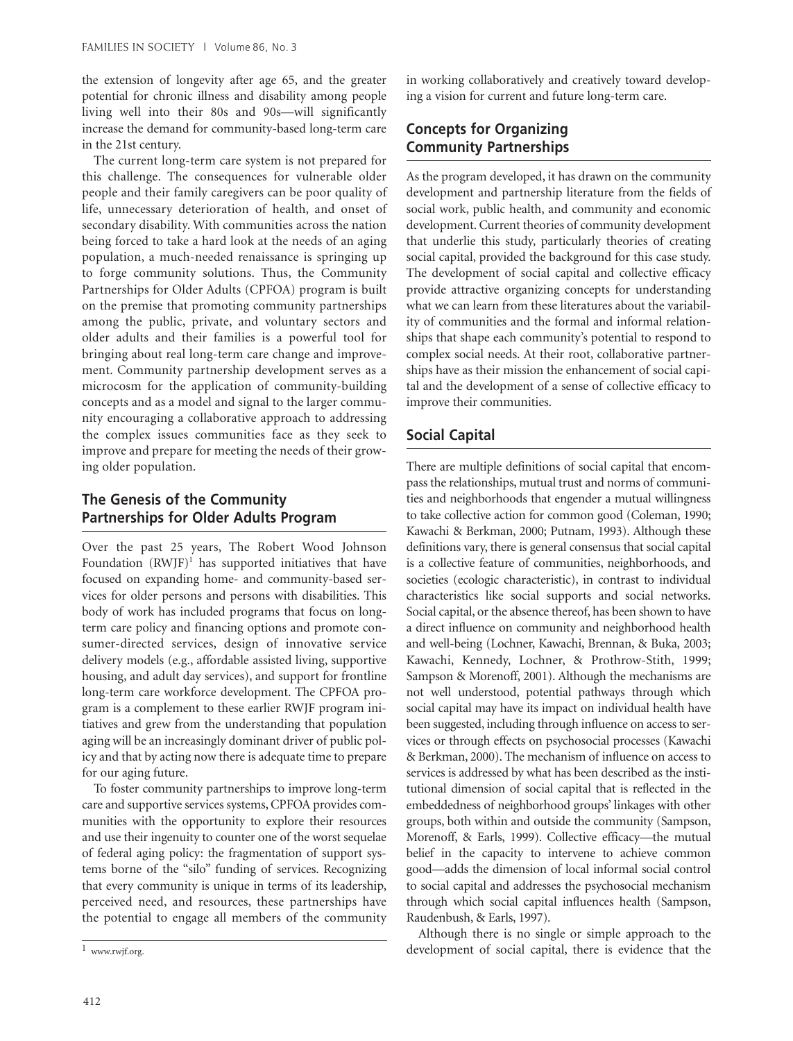the extension of longevity after age 65, and the greater potential for chronic illness and disability among people living well into their 80s and 90s—will significantly increase the demand for community-based long-term care in the 21st century.

The current long-term care system is not prepared for this challenge. The consequences for vulnerable older people and their family caregivers can be poor quality of life, unnecessary deterioration of health, and onset of secondary disability. With communities across the nation being forced to take a hard look at the needs of an aging population, a much-needed renaissance is springing up to forge community solutions. Thus, the Community Partnerships for Older Adults (CPFOA) program is built on the premise that promoting community partnerships among the public, private, and voluntary sectors and older adults and their families is a powerful tool for bringing about real long-term care change and improvement. Community partnership development serves as a microcosm for the application of community-building concepts and as a model and signal to the larger community encouraging a collaborative approach to addressing the complex issues communities face as they seek to improve and prepare for meeting the needs of their growing older population.

## The Genesis of the Community Partnerships for Older Adults Program

Over the past 25 years, The Robert Wood Johnson Foundation (RWJF)[1] has supported initiatives that have focused on expanding home- and community-based services for older persons and persons with disabilities. This body of work has included programs that focus on long-term care policy and financing options and promote consumer-directed services, design of innovative service delivery models (e.g., affordable assisted living, supportive housing, and adult day services), and support for frontline long-term care workforce development. The CPFOA program is a complement to these earlier RWJF program initiatives and grew from the understanding that population aging will be an increasingly dominant driver of public policy and that by acting now there is adequate time to prepare for our aging future.

To foster community partnerships to improve long-term care and supportive services systems, CPFOA provides communities with the opportunity to explore their resources and use their ingenuity to counter one of the worst sequelae of federal aging policy: the fragmentation of support systems borne of the "silo" funding of services. Recognizing that every community is unique in terms of its leadership, perceived need, and resources, these partnerships have the potential to engage all members of the community in working collaboratively and creatively toward developing a vision for current and future long-term care.

## Concepts for Organizing Community Partnerships

As the program developed, it has drawn on the community development and partnership literature from the fields of social work, public health, and community and economic development. Current theories of community development that underlie this study, particularly theories of creating social capital, provided the background for this case study. The development of social capital and collective efficacy provide attractive organizing concepts for understanding what we can learn from these literatures about the variability of communities and the formal and informal relationships that shape each community's potential to respond to complex social needs. At their root, collaborative partnerships have as their mission the enhancement of social capital and the development of a sense of collective efficacy to improve their communities.

## Social Capital

There are multiple definitions of social capital that encompass the relationships, mutual trust and norms of communities and neighborhoods that engender a mutual willingness to take collective action for common good (Coleman, 1990; Kawachi & Berkman, 2000; Putnam, 1993). Although these definitions vary, there is general consensus that social capital is a collective feature of communities, neighborhoods, and societies (ecologic characteristic), in contrast to individual characteristics like social supports and social networks. Social capital, or the absence thereof, has been shown to have a direct influence on community and neighborhood health and well-being (Lochner, Kawachi, Brennan, & Buka, 2003; Kawachi, Kennedy, Lochner, & Prothrow-Stith, 1999; Sampson & Morenoff, 2001). Although the mechanisms are not well understood, potential pathways through which social capital may have its impact on individual health have been suggested, including through influence on access to services or through effects on psychosocial processes (Kawachi & Berkman, 2000). The mechanism of influence on access to services is addressed by what has been described as the institutional dimension of social capital that is reflected in the embeddedness of neighborhood groups' linkages with other groups, both within and outside the community (Sampson, Morenoff, & Earls, 1999). Collective efficacy—the mutual belief in the capacity to intervene to achieve common good—adds the dimension of local informal social control to social capital and addresses the psychosocial mechanism through which social capital influences health (Sampson, Raudenbush, & Earls, 1997).

Although there is no single or simple approach to the development of social capital, there is evidence that the

[1] www.rwjf.org.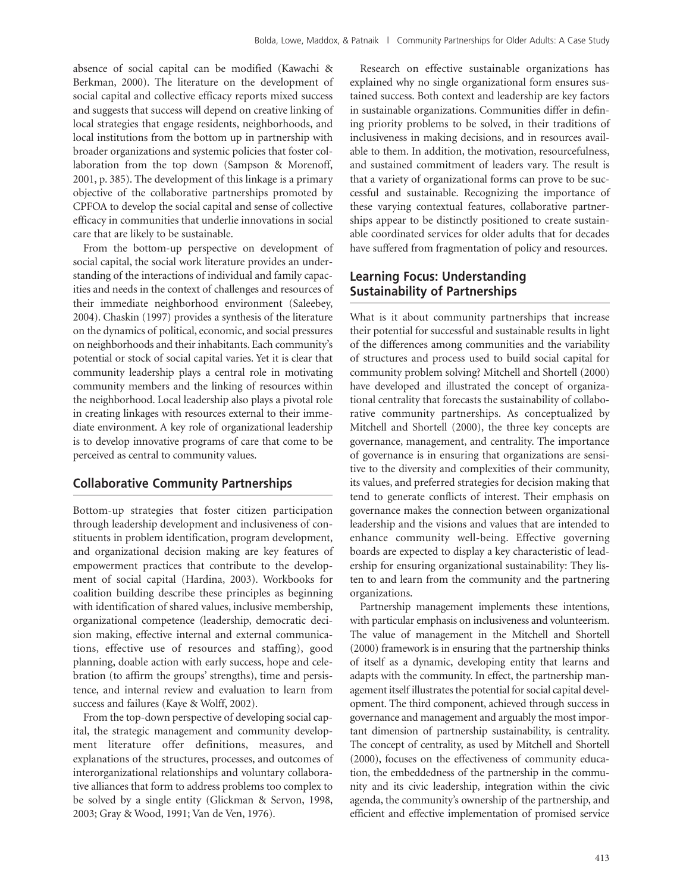absence of social capital can be modified (Kawachi & Berkman, 2000). The literature on the development of social capital and collective efficacy reports mixed success and suggests that success will depend on creative linking of local strategies that engage residents, neighborhoods, and local institutions from the bottom up in partnership with broader organizations and systemic policies that foster collaboration from the top down (Sampson & Morenoff, 2001, p. 385). The development of this linkage is a primary objective of the collaborative partnerships promoted by CPFOA to develop the social capital and sense of collective efficacy in communities that underlie innovations in social care that are likely to be sustainable.

From the bottom-up perspective on development of social capital, the social work literature provides an understanding of the interactions of individual and family capacities and needs in the context of challenges and resources of their immediate neighborhood environment (Saleebey, 2004). Chaskin (1997) provides a synthesis of the literature on the dynamics of political, economic, and social pressures on neighborhoods and their inhabitants. Each community's potential or stock of social capital varies. Yet it is clear that community leadership plays a central role in motivating community members and the linking of resources within the neighborhood. Local leadership also plays a pivotal role in creating linkages with resources external to their immediate environment. A key role of organizational leadership is to develop innovative programs of care that come to be perceived as central to community values.

## Collaborative Community Partnerships

Bottom-up strategies that foster citizen participation through leadership development and inclusiveness of constituents in problem identification, program development, and organizational decision making are key features of empowerment practices that contribute to the development of social capital (Hardina, 2003). Workbooks for coalition building describe these principles as beginning with identification of shared values, inclusive membership, organizational competence (leadership, democratic decision making, effective internal and external communications, effective use of resources and staffing), good planning, doable action with early success, hope and celebration (to affirm the groups' strengths), time and persistence, and internal review and evaluation to learn from success and failures (Kaye & Wolff, 2002).

From the top-down perspective of developing social capital, the strategic management and community development literature offer definitions, measures, and explanations of the structures, processes, and outcomes of interorganizational relationships and voluntary collaborative alliances that form to address problems too complex to be solved by a single entity (Glickman & Servon, 1998, 2003; Gray & Wood, 1991; Van de Ven, 1976).

Research on effective sustainable organizations has explained why no single organizational form ensures sustained success. Both context and leadership are key factors in sustainable organizations. Communities differ in defining priority problems to be solved, in their traditions of inclusiveness in making decisions, and in resources available to them. In addition, the motivation, resourcefulness, and sustained commitment of leaders vary. The result is that a variety of organizational forms can prove to be successful and sustainable. Recognizing the importance of these varying contextual features, collaborative partnerships appear to be distinctly positioned to create sustainable coordinated services for older adults that for decades have suffered from fragmentation of policy and resources.

## Learning Focus: Understanding Sustainability of Partnerships

What is it about community partnerships that increase their potential for successful and sustainable results in light of the differences among communities and the variability of structures and process used to build social capital for community problem solving? Mitchell and Shortell (2000) have developed and illustrated the concept of organizational centrality that forecasts the sustainability of collaborative community partnerships. As conceptualized by Mitchell and Shortell (2000), the three key concepts are governance, management, and centrality. The importance of governance is in ensuring that organizations are sensitive to the diversity and complexities of their community, its values, and preferred strategies for decision making that tend to generate conflicts of interest. Their emphasis on governance makes the connection between organizational leadership and the visions and values that are intended to enhance community well-being. Effective governing boards are expected to display a key characteristic of leadership for ensuring organizational sustainability: They listen to and learn from the community and the partnering organizations.

Partnership management implements these intentions, with particular emphasis on inclusiveness and volunteerism. The value of management in the Mitchell and Shortell (2000) framework is in ensuring that the partnership thinks of itself as a dynamic, developing entity that learns and adapts with the community. In effect, the partnership management itself illustrates the potential for social capital development. The third component, achieved through success in governance and management and arguably the most important dimension of partnership sustainability, is centrality. The concept of centrality, as used by Mitchell and Shortell (2000), focuses on the effectiveness of community education, the embeddedness of the partnership in the community and its civic leadership, integration within the civic agenda, the community's ownership of the partnership, and efficient and effective implementation of promised service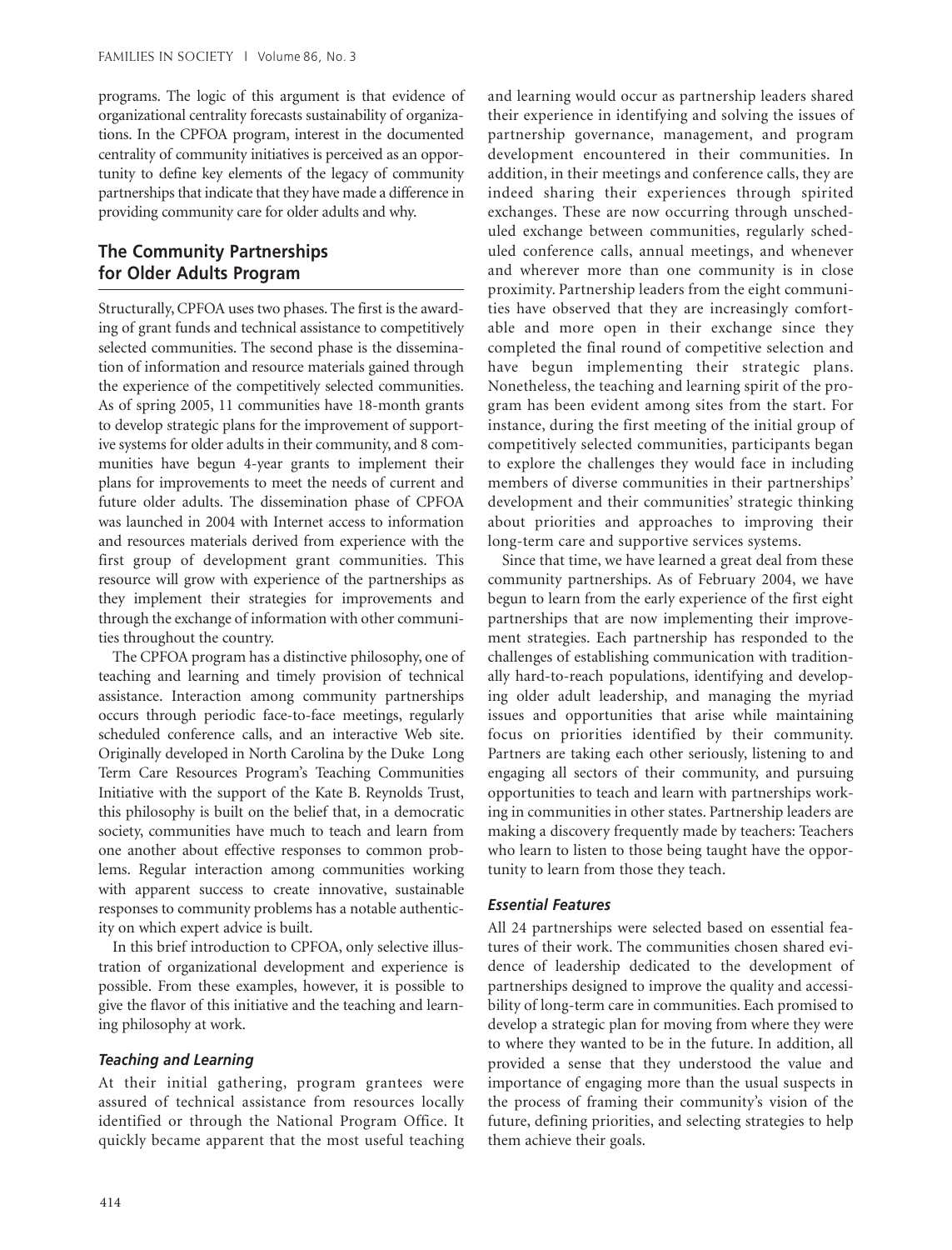programs. The logic of this argument is that evidence of organizational centrality forecasts sustainability of organizations. In the CPFOA program, interest in the documented centrality of community initiatives is perceived as an opportunity to define key elements of the legacy of community partnerships that indicate that they have made a difference in providing community care for older adults and why.

## The Community Partnerships for Older Adults Program

Structurally, CPFOA uses two phases. The first is the awarding of grant funds and technical assistance to competitively selected communities. The second phase is the dissemination of information and resource materials gained through the experience of the competitively selected communities. As of spring 2005, 11 communities have 18-month grants to develop strategic plans for the improvement of supportive systems for older adults in their community, and 8 communities have begun 4-year grants to implement their plans for improvements to meet the needs of current and future older adults. The dissemination phase of CPFOA was launched in 2004 with Internet access to information and resources materials derived from experience with the first group of development grant communities. This resource will grow with experience of the partnerships as they implement their strategies for improvements and through the exchange of information with other communities throughout the country.

The CPFOA program has a distinctive philosophy, one of teaching and learning and timely provision of technical assistance. Interaction among community partnerships occurs through periodic face-to-face meetings, regularly scheduled conference calls, and an interactive Web site. Originally developed in North Carolina by the Duke Long Term Care Resources Program's Teaching Communities Initiative with the support of the Kate B. Reynolds Trust, this philosophy is built on the belief that, in a democratic society, communities have much to teach and learn from one another about effective responses to common problems. Regular interaction among communities working with apparent success to create innovative, sustainable responses to community problems has a notable authenticity on which expert advice is built.

In this brief introduction to CPFOA, only selective illustration of organizational development and experience is possible. From these examples, however, it is possible to give the flavor of this initiative and the teaching and learning philosophy at work.

### *Teaching and Learning*

At their initial gathering, program grantees were assured of technical assistance from resources locally identified or through the National Program Office. It quickly became apparent that the most useful teaching and learning would occur as partnership leaders shared their experience in identifying and solving the issues of partnership governance, management, and program development encountered in their communities. In addition, in their meetings and conference calls, they are indeed sharing their experiences through spirited exchanges. These are now occurring through unscheduled exchange between communities, regularly scheduled conference calls, annual meetings, and whenever and wherever more than one community is in close proximity. Partnership leaders from the eight communities have observed that they are increasingly comfortable and more open in their exchange since they completed the final round of competitive selection and have begun implementing their strategic plans. Nonetheless, the teaching and learning spirit of the program has been evident among sites from the start. For instance, during the first meeting of the initial group of competitively selected communities, participants began to explore the challenges they would face in including members of diverse communities in their partnerships' development and their communities' strategic thinking about priorities and approaches to improving their long-term care and supportive services systems.

Since that time, we have learned a great deal from these community partnerships. As of February 2004, we have begun to learn from the early experience of the first eight partnerships that are now implementing their improvement strategies. Each partnership has responded to the challenges of establishing communication with traditionally hard-to-reach populations, identifying and developing older adult leadership, and managing the myriad issues and opportunities that arise while maintaining focus on priorities identified by their community. Partners are taking each other seriously, listening to and engaging all sectors of their community, and pursuing opportunities to teach and learn with partnerships working in communities in other states. Partnership leaders are making a discovery frequently made by teachers: Teachers who learn to listen to those being taught have the opportunity to learn from those they teach.

### *Essential Features*

All 24 partnerships were selected based on essential features of their work. The communities chosen shared evidence of leadership dedicated to the development of partnerships designed to improve the quality and accessibility of long-term care in communities. Each promised to develop a strategic plan for moving from where they were to where they wanted to be in the future. In addition, all provided a sense that they understood the value and importance of engaging more than the usual suspects in the process of framing their community's vision of the future, defining priorities, and selecting strategies to help them achieve their goals.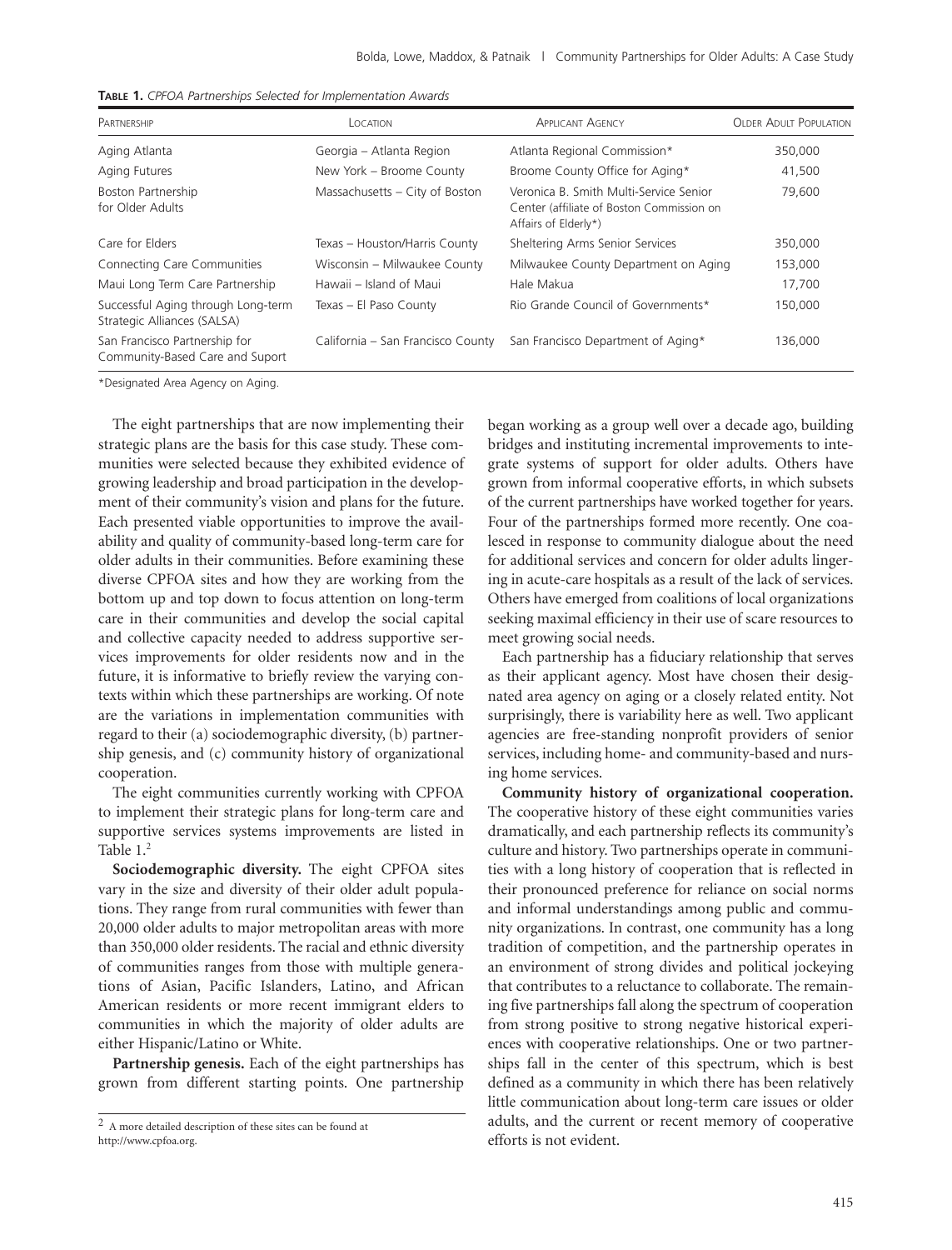**Table 1.** *CPFOA Partnerships Selected for Implementation Awards*

| Partnership | Location | Applicant Agency | Older Adult Population |
|---|---|---|---|
| Aging Atlanta | Georgia – Atlanta Region | Atlanta Regional Commission* | 350,000 |
| Aging Futures | New York – Broome County | Broome County Office for Aging* | 41,500 |
| Boston Partnership for Older Adults | Massachusetts – City of Boston | Veronica B. Smith Multi-Service Senior Center (affiliate of Boston Commission on Affairs of Elderly*) | 79,600 |
| Care for Elders | Texas – Houston/Harris County | Sheltering Arms Senior Services | 350,000 |
| Connecting Care Communities | Wisconsin – Milwaukee County | Milwaukee County Department on Aging | 153,000 |
| Maui Long Term Care Partnership | Hawaii – Island of Maui | Hale Makua | 17,700 |
| Successful Aging through Long-term Strategic Alliances (SALSA) | Texas – El Paso County | Rio Grande Council of Governments* | 150,000 |
| San Francisco Partnership for Community-Based Care and Suport | California – San Francisco County | San Francisco Department of Aging* | 136,000 |

*Designated Area Agency on Aging.

The eight partnerships that are now implementing their strategic plans are the basis for this case study. These communities were selected because they exhibited evidence of growing leadership and broad participation in the development of their community's vision and plans for the future. Each presented viable opportunities to improve the availability and quality of community-based long-term care for older adults in their communities. Before examining these diverse CPFOA sites and how they are working from the bottom up and top down to focus attention on long-term care in their communities and develop the social capital and collective capacity needed to address supportive services improvements for older residents now and in the future, it is informative to briefly review the varying contexts within which these partnerships are working. Of note are the variations in implementation communities with regard to their (a) sociodemographic diversity, (b) partnership genesis, and (c) community history of organizational cooperation.

The eight communities currently working with CPFOA to implement their strategic plans for long-term care and supportive services systems improvements are listed in Table 1.[2]

**Sociodemographic diversity.** The eight CPFOA sites vary in the size and diversity of their older adult populations. They range from rural communities with fewer than 20,000 older adults to major metropolitan areas with more than 350,000 older residents. The racial and ethnic diversity of communities ranges from those with multiple generations of Asian, Pacific Islanders, Latino, and African American residents or more recent immigrant elders to communities in which the majority of older adults are either Hispanic/Latino or White.

**Partnership genesis.** Each of the eight partnerships has grown from different starting points. One partnership began working as a group well over a decade ago, building bridges and instituting incremental improvements to integrate systems of support for older adults. Others have grown from informal cooperative efforts, in which subsets of the current partnerships have worked together for years. Four of the partnerships formed more recently. One coalesced in response to community dialogue about the need for additional services and concern for older adults lingering in acute-care hospitals as a result of the lack of services. Others have emerged from coalitions of local organizations seeking maximal efficiency in their use of scare resources to meet growing social needs.

Each partnership has a fiduciary relationship that serves as their applicant agency. Most have chosen their designated area agency on aging or a closely related entity. Not surprisingly, there is variability here as well. Two applicant agencies are free-standing nonprofit providers of senior services, including home- and community-based and nursing home services.

**Community history of organizational cooperation.** The cooperative history of these eight communities varies dramatically, and each partnership reflects its community's culture and history. Two partnerships operate in communities with a long history of cooperation that is reflected in their pronounced preference for reliance on social norms and informal understandings among public and community organizations. In contrast, one community has a long tradition of competition, and the partnership operates in an environment of strong divides and political jockeying that contributes to a reluctance to collaborate. The remaining five partnerships fall along the spectrum of cooperation from strong positive to strong negative historical experiences with cooperative relationships. One or two partnerships fall in the center of this spectrum, which is best defined as a community in which there has been relatively little communication about long-term care issues or older adults, and the current or recent memory of cooperative efforts is not evident.

[2] A more detailed description of these sites can be found at http://www.cpfoa.org.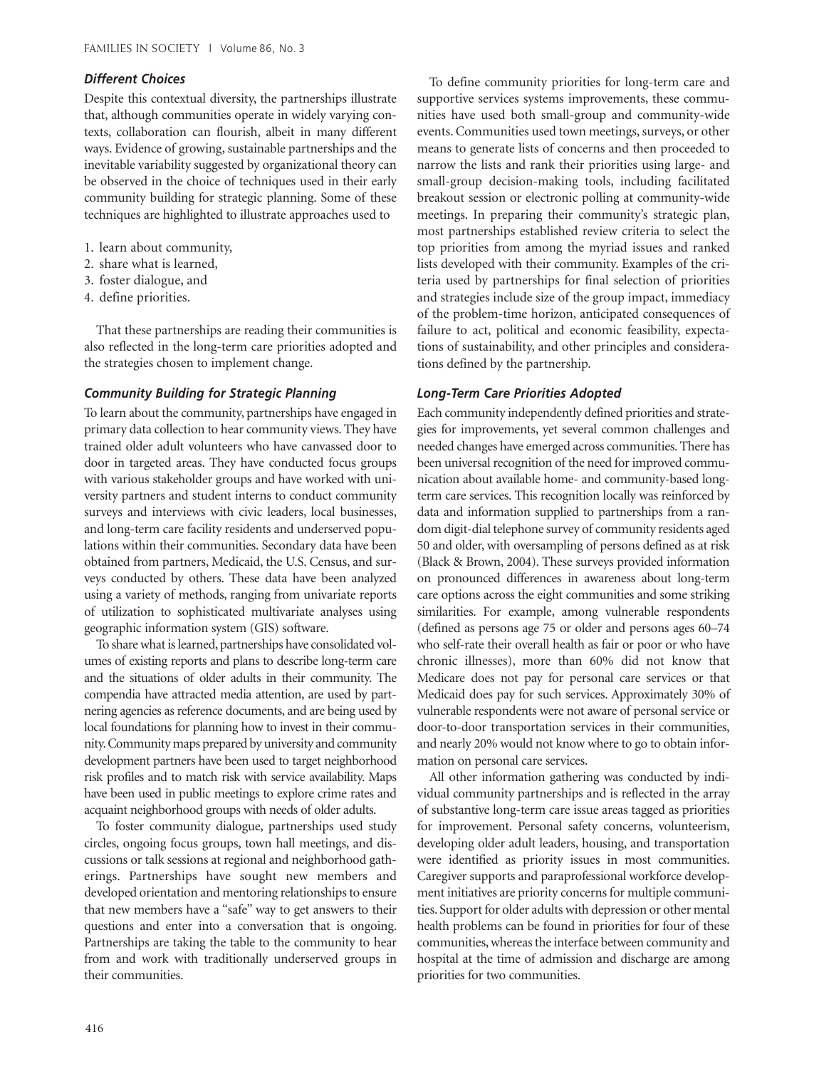### *Different Choices*

Despite this contextual diversity, the partnerships illustrate that, although communities operate in widely varying contexts, collaboration can flourish, albeit in many different ways. Evidence of growing, sustainable partnerships and the inevitable variability suggested by organizational theory can be observed in the choice of techniques used in their early community building for strategic planning. Some of these techniques are highlighted to illustrate approaches used to

1. learn about community,
2. share what is learned,
3. foster dialogue, and
4. define priorities.

That these partnerships are reading their communities is also reflected in the long-term care priorities adopted and the strategies chosen to implement change.

### *Community Building for Strategic Planning*

To learn about the community, partnerships have engaged in primary data collection to hear community views. They have trained older adult volunteers who have canvassed door to door in targeted areas. They have conducted focus groups with various stakeholder groups and have worked with university partners and student interns to conduct community surveys and interviews with civic leaders, local businesses, and long-term care facility residents and underserved populations within their communities. Secondary data have been obtained from partners, Medicaid, the U.S. Census, and surveys conducted by others. These data have been analyzed using a variety of methods, ranging from univariate reports of utilization to sophisticated multivariate analyses using geographic information system (GIS) software.

To share what is learned, partnerships have consolidated volumes of existing reports and plans to describe long-term care and the situations of older adults in their community. The compendia have attracted media attention, are used by partnering agencies as reference documents, and are being used by local foundations for planning how to invest in their community. Community maps prepared by university and community development partners have been used to target neighborhood risk profiles and to match risk with service availability. Maps have been used in public meetings to explore crime rates and acquaint neighborhood groups with needs of older adults.

To foster community dialogue, partnerships used study circles, ongoing focus groups, town hall meetings, and discussions or talk sessions at regional and neighborhood gatherings. Partnerships have sought new members and developed orientation and mentoring relationships to ensure that new members have a "safe" way to get answers to their questions and enter into a conversation that is ongoing. Partnerships are taking the table to the community to hear from and work with traditionally underserved groups in their communities.

To define community priorities for long-term care and supportive services systems improvements, these communities have used both small-group and community-wide events. Communities used town meetings, surveys, or other means to generate lists of concerns and then proceeded to narrow the lists and rank their priorities using large- and small-group decision-making tools, including facilitated breakout session or electronic polling at community-wide meetings. In preparing their community's strategic plan, most partnerships established review criteria to select the top priorities from among the myriad issues and ranked lists developed with their community. Examples of the criteria used by partnerships for final selection of priorities and strategies include size of the group impact, immediacy of the problem-time horizon, anticipated consequences of failure to act, political and economic feasibility, expectations of sustainability, and other principles and considerations defined by the partnership.

### *Long-Term Care Priorities Adopted*

Each community independently defined priorities and strategies for improvements, yet several common challenges and needed changes have emerged across communities. There has been universal recognition of the need for improved communication about available home- and community-based long-term care services. This recognition locally was reinforced by data and information supplied to partnerships from a random digit-dial telephone survey of community residents aged 50 and older, with oversampling of persons defined as at risk (Black & Brown, 2004). These surveys provided information on pronounced differences in awareness about long-term care options across the eight communities and some striking similarities. For example, among vulnerable respondents (defined as persons age 75 or older and persons ages 60–74 who self-rate their overall health as fair or poor or who have chronic illnesses), more than 60% did not know that Medicare does not pay for personal care services or that Medicaid does pay for such services. Approximately 30% of vulnerable respondents were not aware of personal service or door-to-door transportation services in their communities, and nearly 20% would not know where to go to obtain information on personal care services.

All other information gathering was conducted by individual community partnerships and is reflected in the array of substantive long-term care issue areas tagged as priorities for improvement. Personal safety concerns, volunteerism, developing older adult leaders, housing, and transportation were identified as priority issues in most communities. Caregiver supports and paraprofessional workforce development initiatives are priority concerns for multiple communities. Support for older adults with depression or other mental health problems can be found in priorities for four of these communities, whereas the interface between community and hospital at the time of admission and discharge are among priorities for two communities.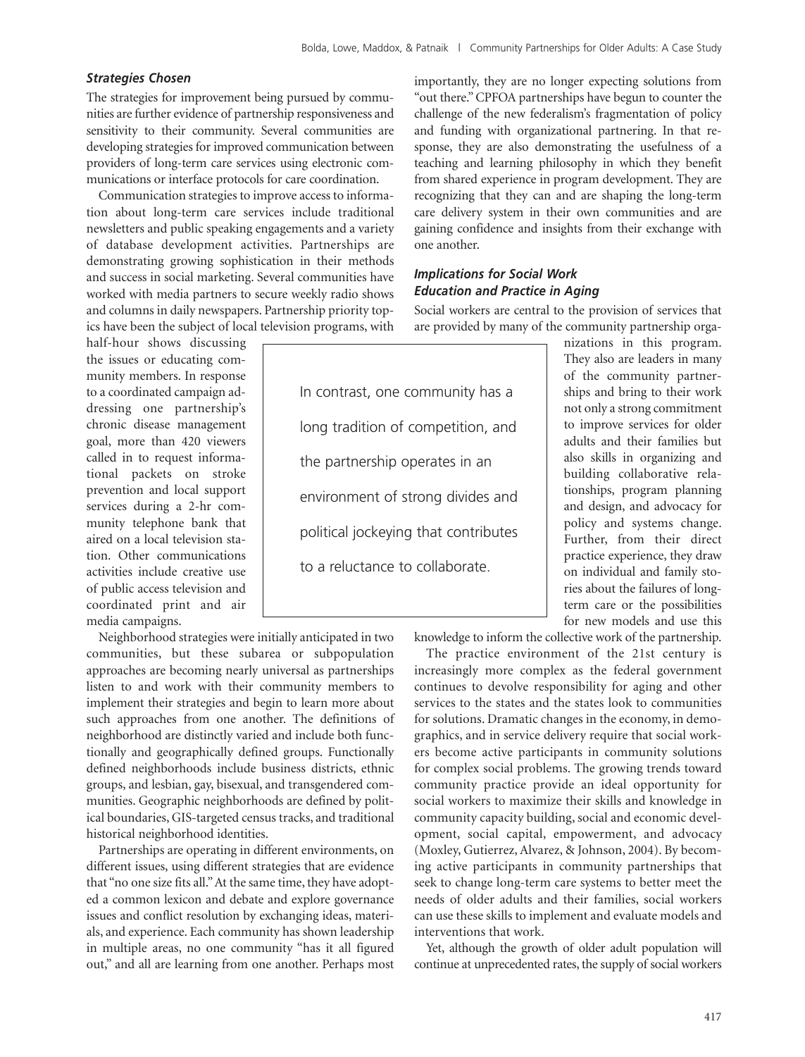### *Strategies Chosen*

The strategies for improvement being pursued by communities are further evidence of partnership responsiveness and sensitivity to their community. Several communities are developing strategies for improved communication between providers of long-term care services using electronic communications or interface protocols for care coordination.

Communication strategies to improve access to information about long-term care services include traditional newsletters and public speaking engagements and a variety of database development activities. Partnerships are demonstrating growing sophistication in their methods and success in social marketing. Several communities have worked with media partners to secure weekly radio shows and columns in daily newspapers. Partnership priority topics have been the subject of local television programs, with half-hour shows discussing the issues or educating community members. In response to a coordinated campaign addressing one partnership's chronic disease management goal, more than 420 viewers called in to request informational packets on stroke prevention and local support services during a 2-hr community telephone bank that aired on a local television station. Other communications activities include creative use of public access television and coordinated print and air media campaigns.

Neighborhood strategies were initially anticipated in two communities, but these subarea or subpopulation approaches are becoming nearly universal as partnerships listen to and work with their community members to implement their strategies and begin to learn more about such approaches from one another. The definitions of neighborhood are distinctly varied and include both functionally and geographically defined groups. Functionally defined neighborhoods include business districts, ethnic groups, and lesbian, gay, bisexual, and transgendered communities. Geographic neighborhoods are defined by political boundaries, GIS-targeted census tracks, and traditional historical neighborhood identities.

Partnerships are operating in different environments, on different issues, using different strategies that are evidence that "no one size fits all." At the same time, they have adopted a common lexicon and debate and explore governance issues and conflict resolution by exchanging ideas, materials, and experience. Each community has shown leadership in multiple areas, no one community "has it all figured out," and all are learning from one another. Perhaps most importantly, they are no longer expecting solutions from "out there." CPFOA partnerships have begun to counter the challenge of the new federalism's fragmentation of policy and funding with organizational partnering. In that response, they are also demonstrating the usefulness of a teaching and learning philosophy in which they benefit from shared experience in program development. They are recognizing that they can and are shaping the long-term care delivery system in their own communities and are gaining confidence and insights from their exchange with one another.

> In contrast, one community has a long tradition of competition, and the partnership operates in an environment of strong divides and political jockeying that contributes to a reluctance to collaborate.

### *Implications for Social Work Education and Practice in Aging*

Social workers are central to the provision of services that are provided by many of the community partnership organizations in this program. They also are leaders in many of the community partnerships and bring to their work not only a strong commitment to improve services for older adults and their families but also skills in organizing and building collaborative relationships, program planning and design, and advocacy for policy and systems change. Further, from their direct practice experience, they draw on individual and family stories about the failures of long-term care or the possibilities for new models and use this knowledge to inform the collective work of the partnership.

The practice environment of the 21st century is increasingly more complex as the federal government continues to devolve responsibility for aging and other services to the states and the states look to communities for solutions. Dramatic changes in the economy, in demographics, and in service delivery require that social workers become active participants in community solutions for complex social problems. The growing trends toward community practice provide an ideal opportunity for social workers to maximize their skills and knowledge in community capacity building, social and economic development, social capital, empowerment, and advocacy (Moxley, Gutierrez, Alvarez, & Johnson, 2004). By becoming active participants in community partnerships that seek to change long-term care systems to better meet the needs of older adults and their families, social workers can use these skills to implement and evaluate models and interventions that work.

Yet, although the growth of older adult population will continue at unprecedented rates, the supply of social workers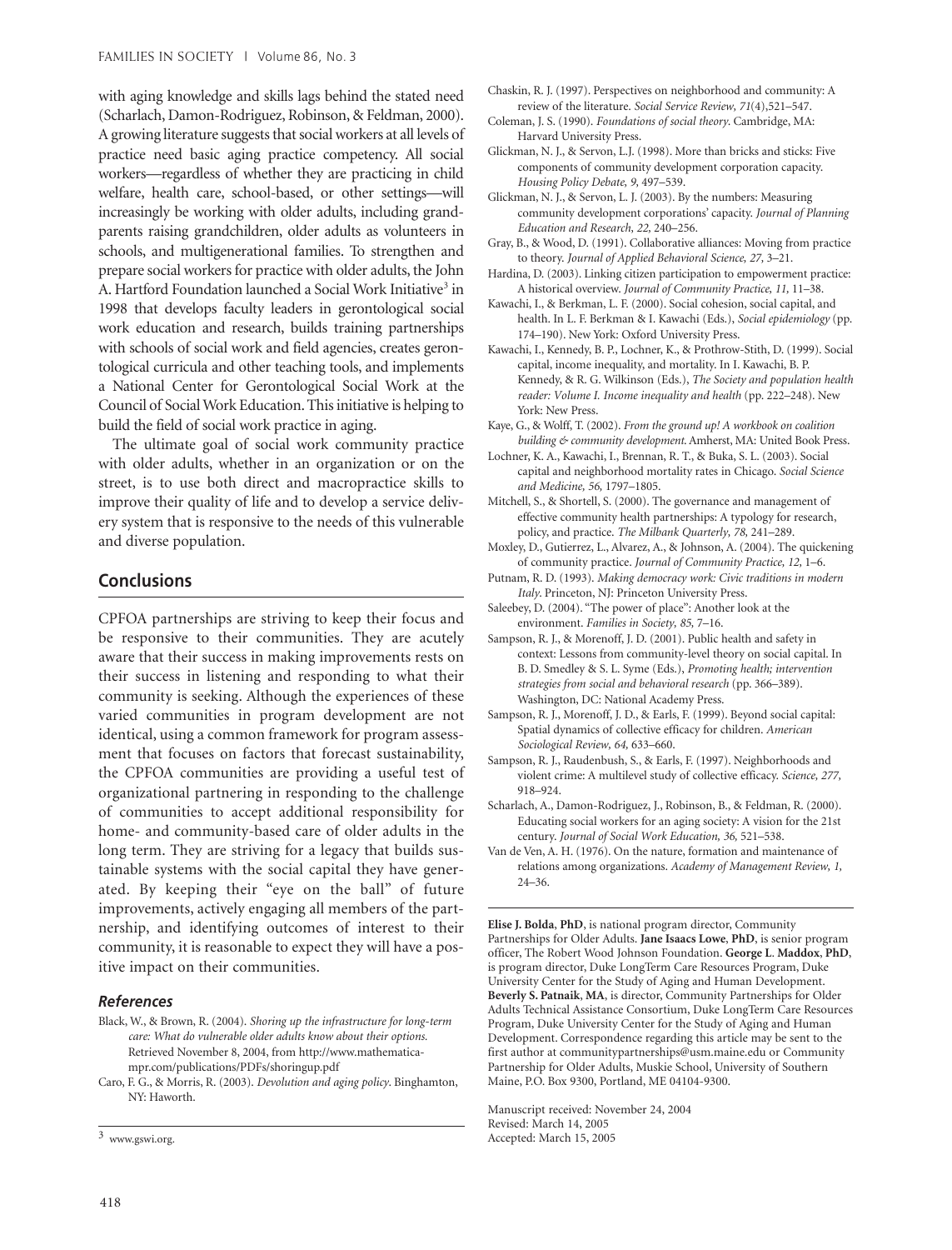with aging knowledge and skills lags behind the stated need (Scharlach, Damon-Rodriguez, Robinson, & Feldman, 2000). A growing literature suggests that social workers at all levels of practice need basic aging practice competency. All social workers—regardless of whether they are practicing in child welfare, health care, school-based, or other settings—will increasingly be working with older adults, including grandparents raising grandchildren, older adults as volunteers in schools, and multigenerational families. To strengthen and prepare social workers for practice with older adults, the John A. Hartford Foundation launched a Social Work Initiative[3] in 1998 that develops faculty leaders in gerontological social work education and research, builds training partnerships with schools of social work and field agencies, creates gerontological curricula and other teaching tools, and implements a National Center for Gerontological Social Work at the Council of Social Work Education. This initiative is helping to build the field of social work practice in aging.

The ultimate goal of social work community practice with older adults, whether in an organization or on the street, is to use both direct and macropractice skills to improve their quality of life and to develop a service delivery system that is responsive to the needs of this vulnerable and diverse population.

## Conclusions

CPFOA partnerships are striving to keep their focus and be responsive to their communities. They are acutely aware that their success in making improvements rests on their success in listening and responding to what their community is seeking. Although the experiences of these varied communities in program development are not identical, using a common framework for program assessment that focuses on factors that forecast sustainability, the CPFOA communities are providing a useful test of organizational partnering in responding to the challenge of communities to accept additional responsibility for home- and community-based care of older adults in the long term. They are striving for a legacy that builds sustainable systems with the social capital they have generated. By keeping their "eye on the ball" of future improvements, actively engaging all members of the partnership, and identifying outcomes of interest to their community, it is reasonable to expect they will have a positive impact on their communities.

### References

Black, W., & Brown, R. (2004). *Shoring up the infrastructure for long-term care: What do vulnerable older adults know about their options.* Retrieved November 8, 2004, from http://www.mathematica-mpr.com/publications/PDFs/shoringup.pdf

Caro, F. G., & Morris, R. (2003). *Devolution and aging policy*. Binghamton, NY: Haworth.

Chaskin, R. J. (1997). Perspectives on neighborhood and community: A review of the literature. *Social Service Review, 71*(4),521–547.

Coleman, J. S. (1990). *Foundations of social theory*. Cambridge, MA: Harvard University Press.

Glickman, N. J., & Servon, L.J. (1998). More than bricks and sticks: Five components of community development corporation capacity. *Housing Policy Debate, 9,* 497–539.

Glickman, N. J., & Servon, L. J. (2003). By the numbers: Measuring community development corporations' capacity. *Journal of Planning Education and Research, 22,* 240–256.

Gray, B., & Wood, D. (1991). Collaborative alliances: Moving from practice to theory. *Journal of Applied Behavioral Science, 27,* 3–21.

Hardina, D. (2003). Linking citizen participation to empowerment practice: A historical overview. *Journal of Community Practice, 11,* 11–38.

Kawachi, I., & Berkman, L. F. (2000). Social cohesion, social capital, and health. In L. F. Berkman & I. Kawachi (Eds.), *Social epidemiology* (pp. 174–190). New York: Oxford University Press.

Kawachi, I., Kennedy, B. P., Lochner, K., & Prothrow-Stith, D. (1999). Social capital, income inequality, and mortality. In I. Kawachi, B. P. Kennedy, & R. G. Wilkinson (Eds.), *The Society and population health reader: Volume I. Income inequality and health* (pp. 222–248). New York: New Press.

Kaye, G., & Wolff, T. (2002). *From the ground up! A workbook on coalition building & community development.* Amherst, MA: United Book Press.

Lochner, K. A., Kawachi, I., Brennan, R. T., & Buka, S. L. (2003). Social capital and neighborhood mortality rates in Chicago. *Social Science and Medicine, 56,* 1797–1805.

Mitchell, S., & Shortell, S. (2000). The governance and management of effective community health partnerships: A typology for research, policy, and practice. *The Milbank Quarterly, 78,* 241–289.

Moxley, D., Gutierrez, L., Alvarez, A., & Johnson, A. (2004). The quickening of community practice. *Journal of Community Practice, 12,* 1–6.

Putnam, R. D. (1993). *Making democracy work: Civic traditions in modern Italy*. Princeton, NJ: Princeton University Press.

Saleebey, D. (2004). "The power of place": Another look at the environment. *Families in Society, 85,* 7–16.

Sampson, R. J., & Morenoff, J. D. (2001). Public health and safety in context: Lessons from community-level theory on social capital. In B. D. Smedley & S. L. Syme (Eds.), *Promoting health; intervention strategies from social and behavioral research* (pp. 366–389). Washington, DC: National Academy Press.

Sampson, R. J., Morenoff, J. D., & Earls, F. (1999). Beyond social capital: Spatial dynamics of collective efficacy for children. *American Sociological Review, 64,* 633–660.

Sampson, R. J., Raudenbush, S., & Earls, F. (1997). Neighborhoods and violent crime: A multilevel study of collective efficacy. *Science, 277,* 918–924.

Scharlach, A., Damon-Rodriguez, J., Robinson, B., & Feldman, R. (2000). Educating social workers for an aging society: A vision for the 21st century. *Journal of Social Work Education, 36,* 521–538.

Van de Ven, A. H. (1976). On the nature, formation and maintenance of relations among organizations. *Academy of Management Review, 1,* 24–36.

---

**Elise J. Bolda**, **PhD**, is national program director, Community Partnerships for Older Adults. **Jane Isaacs Lowe**, **PhD**, is senior program officer, The Robert Wood Johnson Foundation. **George L. Maddox**, **PhD**, is program director, Duke LongTerm Care Resources Program, Duke University Center for the Study of Aging and Human Development. **Beverly S. Patnaik**, **MA**, is director, Community Partnerships for Older Adults Technical Assistance Consortium, Duke LongTerm Care Resources Program, Duke University Center for the Study of Aging and Human Development. Correspondence regarding this article may be sent to the first author at communitypartnerships@usm.maine.edu or Community Partnership for Older Adults, Muskie School, University of Southern Maine, P.O. Box 9300, Portland, ME 04104-9300.

Manuscript received: November 24, 2004
Revised: March 14, 2005
Accepted: March 15, 2005

---

[3] www.gswi.org.